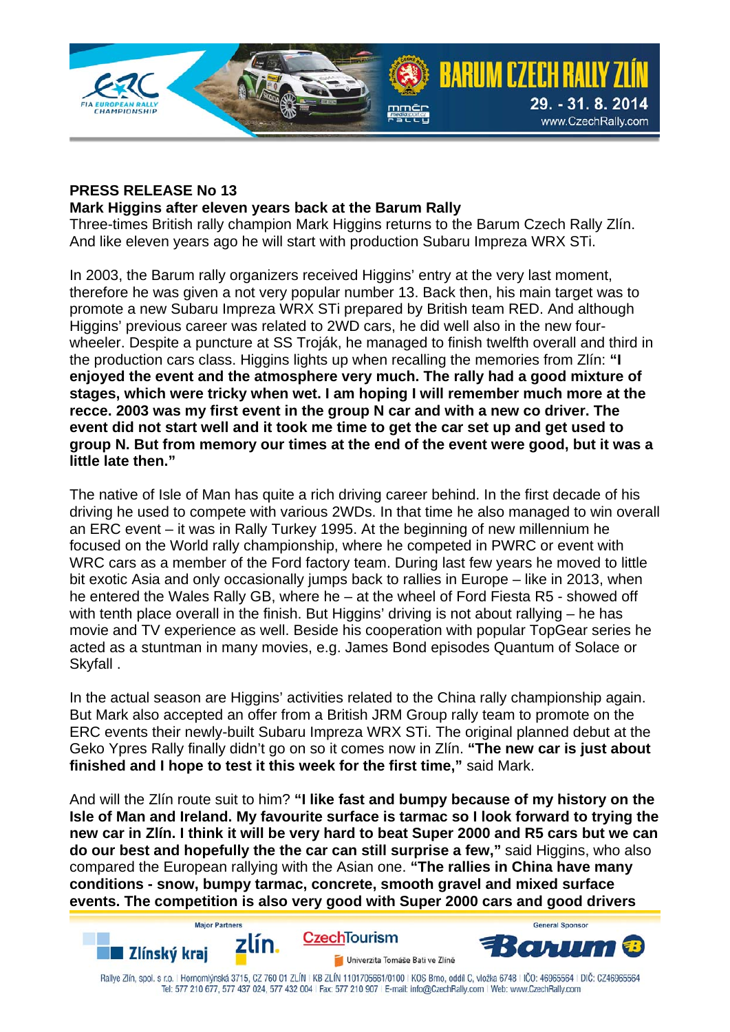**PRESS RELEASE No 13**

**Mark Higgins after eleven years back at the Barum Rally**

Three-times British rally champion Mark Higgins returns to the Barum Czech Rally Zlín. And like eleven years ago he will start with production Subaru Impreza WRX STi.

In 2003, the Barum rally organizers received Higgins' entry at the very last moment, therefore he was given a not very popular number 13. Back then, his main target was to promote a new Subaru Impreza WRX STi prepared by British team RED. And although Higgins' previous career was related to 2WD cars, he did well also in the new four-wheeler. Despite a puncture at SS Troják, he managed to finish twelfth overall and third in the production cars class. Higgins lights up when recalling the memories from Zlín: **"I enjoyed the event and the atmosphere very much. The rally had a good mixture of stages, which were tricky when wet. I am hoping I will remember much more at the recce. 2003 was my first event in the group N car and with a new co driver. The event did not start well and it took me time to get the car set up and get used to group N. But from memory our times at the end of the event were good, but it was a little late then."**

The native of Isle of Man has quite a rich driving career behind. In the first decade of his driving he used to compete with various 2WDs. In that time he also managed to win overall an ERC event – it was in Rally Turkey 1995. At the beginning of new millennium he focused on the World rally championship, where he competed in PWRC or event with WRC cars as a member of the Ford factory team. During last few years he moved to little bit exotic Asia and only occasionally jumps back to rallies in Europe – like in 2013, when he entered the Wales Rally GB, where he – at the wheel of Ford Fiesta R5 - showed off with tenth place overall in the finish. But Higgins' driving is not about rallying – he has movie and TV experience as well. Beside his cooperation with popular TopGear series he acted as a stuntman in many movies, e.g. James Bond episodes Quantum of Solace or Skyfall .

In the actual season are Higgins' activities related to the China rally championship again. But Mark also accepted an offer from a British JRM Group rally team to promote on the ERC events their newly-built Subaru Impreza WRX STi. The original planned debut at the Geko Ypres Rally finally didn't go on so it comes now in Zlín. **"The new car is just about finished and I hope to test it this week for the first time,"** said Mark.

And will the Zlín route suit to him? **"I like fast and bumpy because of my history on the Isle of Man and Ireland. My favourite surface is tarmac so I look forward to trying the new car in Zlín. I think it will be very hard to beat Super 2000 and R5 cars but we can do our best and hopefully the the car can still surprise a few,"** said Higgins, who also compared the European rallying with the Asian one. **"The rallies in China have many conditions - snow, bumpy tarmac, concrete, smooth gravel and mixed surface events. The competition is also very good with Super 2000 cars and good drivers**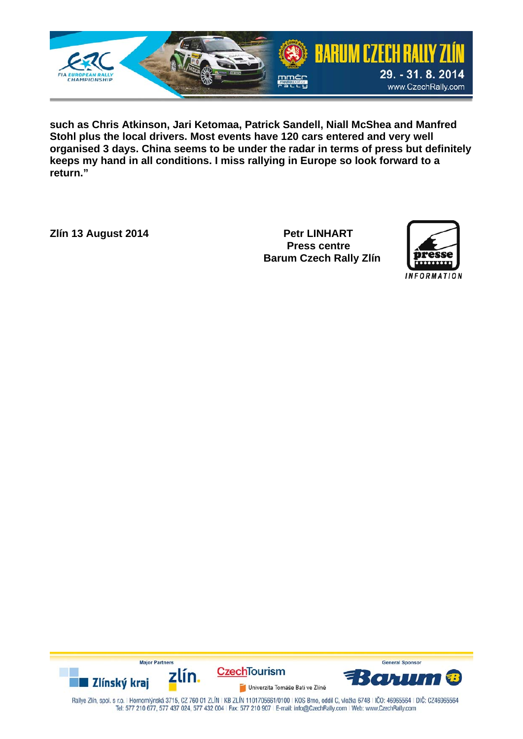**such as Chris Atkinson, Jari Ketomaa, Patrick Sandell, Niall McShea and Manfred Stohl plus the local drivers. Most events have 120 cars entered and very well organised 3 days. China seems to be under the radar in terms of press but definitely keeps my hand in all conditions. I miss rallying in Europe so look forward to a return."**

**Zlín 13 August 2014**

**Petr LINHART**
**Press centre**
**Barum Czech Rally Zlín**